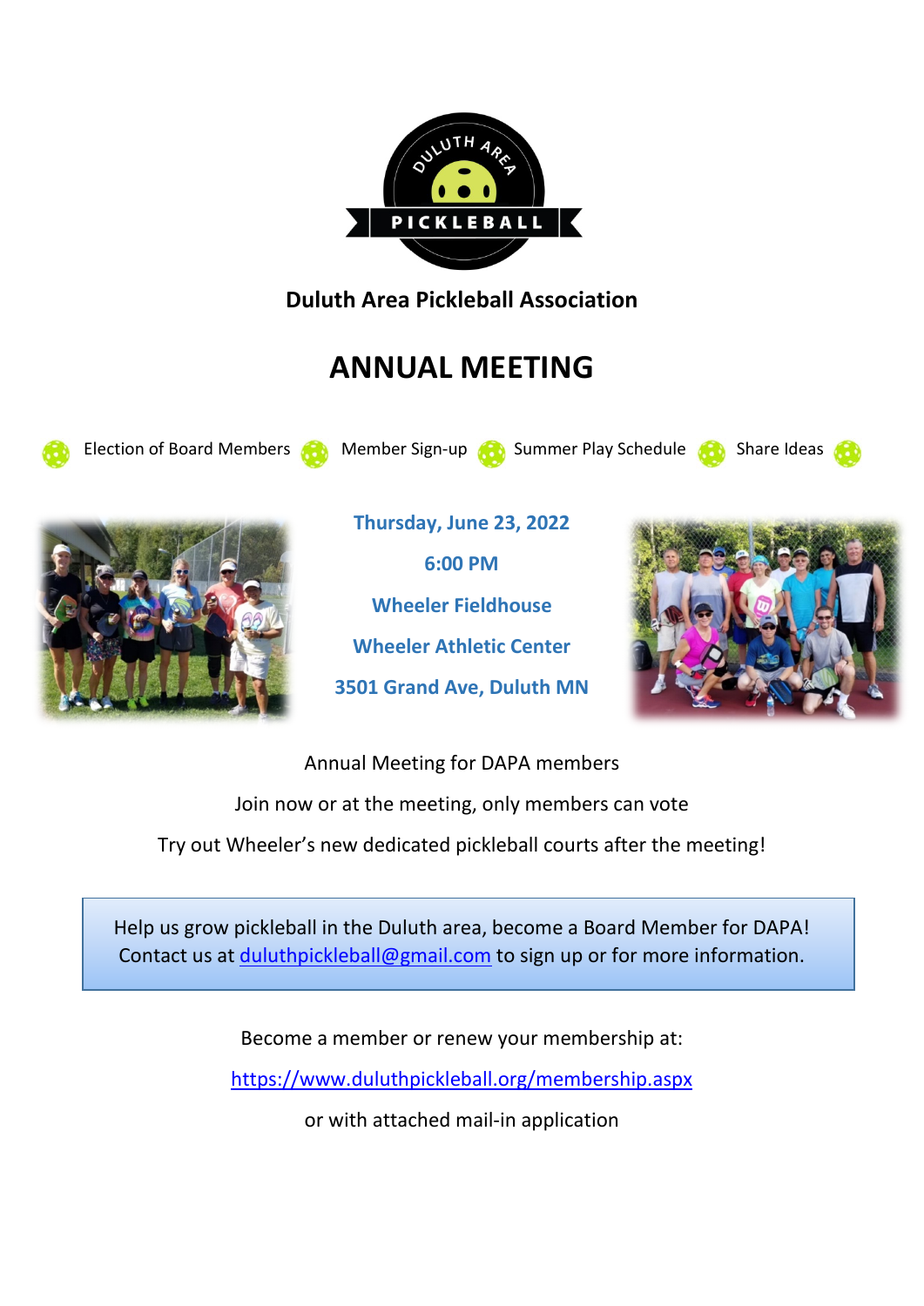**Duluth Area Pickleball Association**

# ANNUAL MEETING

Election of Board Members · Member Sign-up · Summer Play Schedule · Share Ideas

**Thursday, June 23, 2022**

**6:00 PM**

**Wheeler Fieldhouse**

**Wheeler Athletic Center**

**3501 Grand Ave, Duluth MN**

Annual Meeting for DAPA members

Join now or at the meeting, only members can vote

Try out Wheeler's new dedicated pickleball courts after the meeting!

Help us grow pickleball in the Duluth area, become a Board Member for DAPA! Contact us at duluthpickleball@gmail.com to sign up or for more information.

Become a member or renew your membership at:

https://www.duluthpickleball.org/membership.aspx

or with attached mail-in application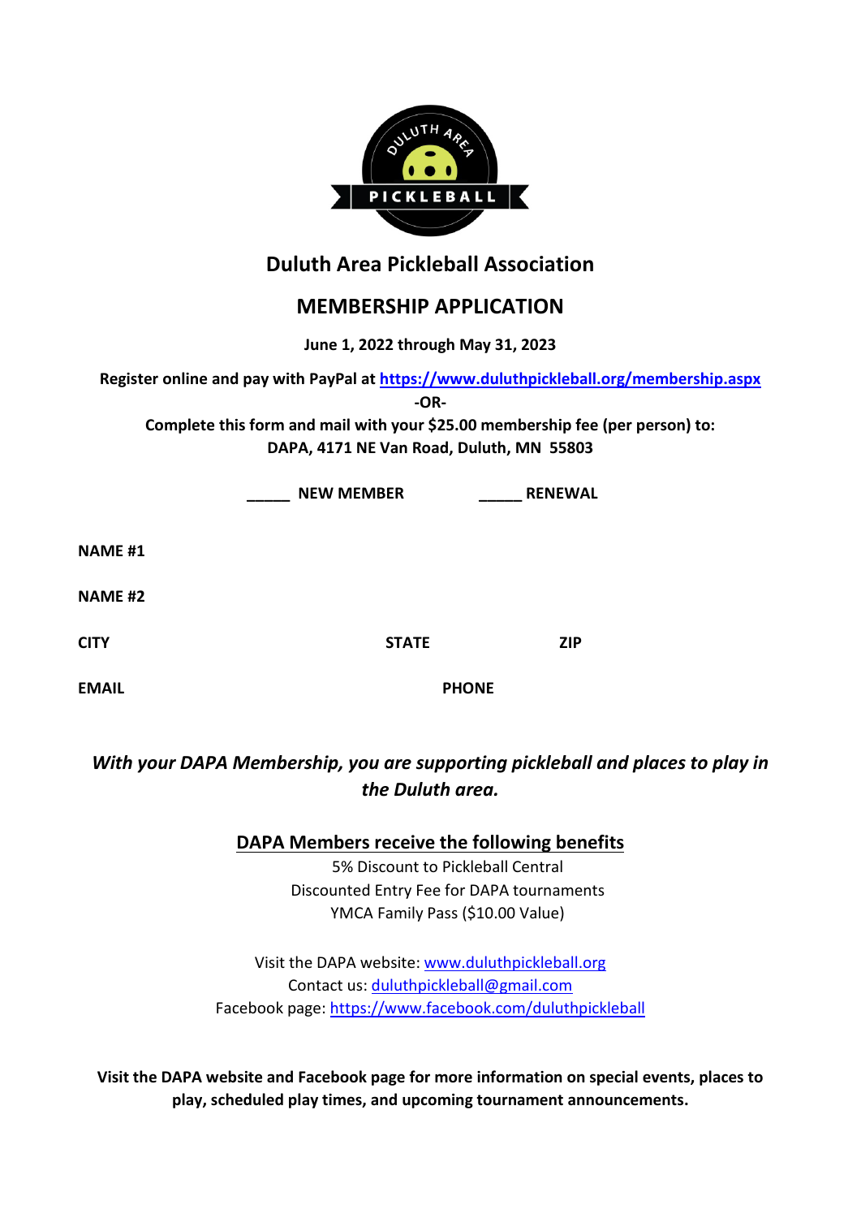# Duluth Area Pickleball Association

## MEMBERSHIP APPLICATION

**June 1, 2022 through May 31, 2023**

**Register online and pay with PayPal at [https://www.duluthpickleball.org/membership.aspx](https://www.duluthpickleball.org/membership.aspx)**

**-OR-**

**Complete this form and mail with your $25.00 membership fee (per person) to:**
**DAPA, 4171 NE Van Road, Duluth, MN 55803**

**_____ NEW MEMBER** **_____ RENEWAL**

**NAME #1**

**NAME #2**

**CITY** **STATE** **ZIP**

**EMAIL** **PHONE**

***With your DAPA Membership, you are supporting pickleball and places to play in the Duluth area.***

**DAPA Members receive the following benefits**

5% Discount to Pickleball Central
Discounted Entry Fee for DAPA tournaments
YMCA Family Pass ($10.00 Value)

Visit the DAPA website: [www.duluthpickleball.org](http://www.duluthpickleball.org)
Contact us: [duluthpickleball@gmail.com](mailto:duluthpickleball@gmail.com)
Facebook page: [https://www.facebook.com/duluthpickleball](https://www.facebook.com/duluthpickleball)

**Visit the DAPA website and Facebook page for more information on special events, places to play, scheduled play times, and upcoming tournament announcements.**